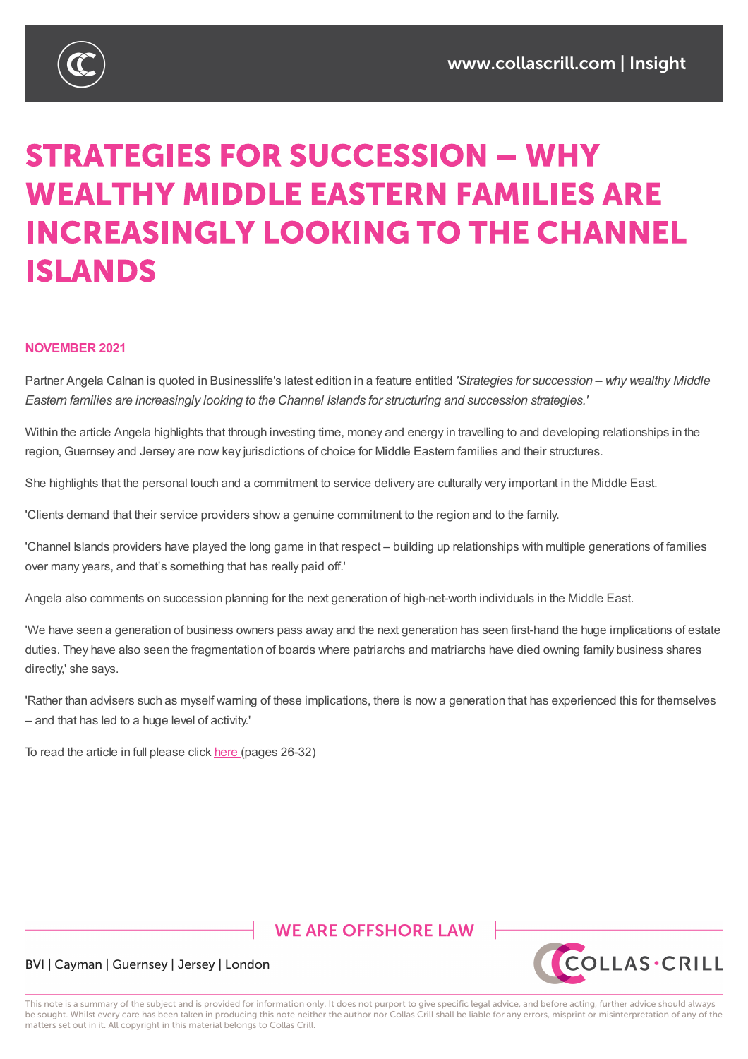# STRATEGIES FOR SUCCESSION – WHY WEALTHY MIDDLE EASTERN FAMILIES ARE INCREASINGLY LOOKING TO THE CHANNEL ISLANDS

**NOVEMBER 2021**

Partner Angela Calnan is quoted in Businesslife's latest edition in a feature entitled *'Strategies for succession – why wealthy Middle Eastern families are increasingly looking to the Channel Islands for structuring and succession strategies.'*

Within the article Angela highlights that through investing time, money and energy in travelling to and developing relationships in the region, Guernsey and Jersey are now key jurisdictions of choice for Middle Eastern families and their structures.

She highlights that the personal touch and a commitment to service delivery are culturally very important in the Middle East.

'Clients demand that their service providers show a genuine commitment to the region and to the family.

'Channel Islands providers have played the long game in that respect – building up relationships with multiple generations of families over many years, and that's something that has really paid off.'

Angela also comments on succession planning for the next generation of high-net-worth individuals in the Middle East.

'We have seen a generation of business owners pass away and the next generation has seen first-hand the huge implications of estate duties. They have also seen the fragmentation of boards where patriarchs and matriarchs have died owning family business shares directly,' she says.

'Rather than advisers such as myself warning of these implications, there is now a generation that has experienced this for themselves – and that has led to a huge level of activity.'

To read the article in full please click here (pages 26-32)

WE ARE OFFSHORE LAW

BVI | Cayman | Guernsey | Jersey | London

This note is a summary of the subject and is provided for information only. It does not purport to give specific legal advice, and before acting, further advice should always be sought. Whilst every care has been taken in producing this note neither the author nor Collas Crill shall be liable for any errors, misprint or misinterpretation of any of the matters set out in it. All copyright in this material belongs to Collas Crill.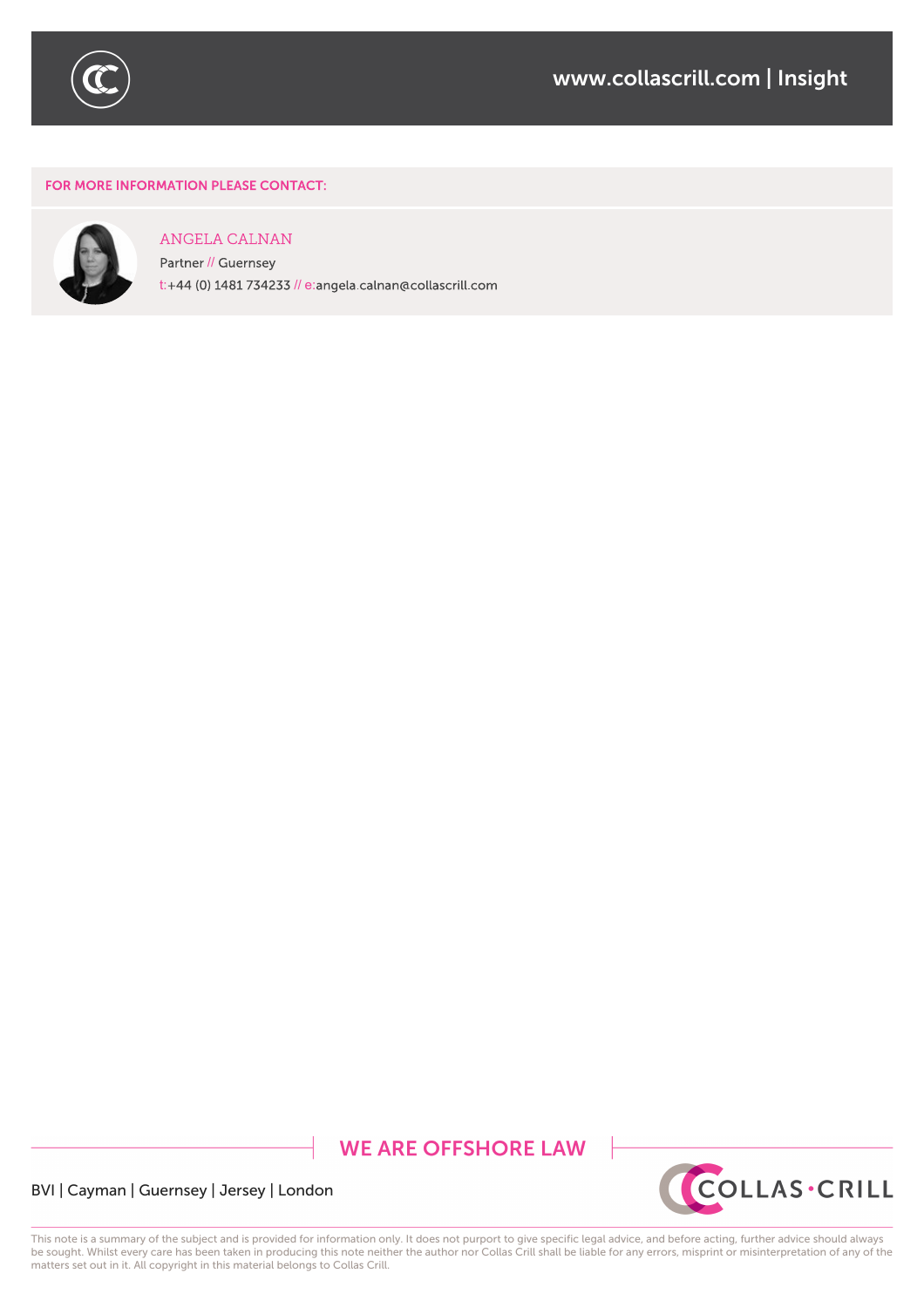FOR MORE INFORMATION PLEASE CONTACT:

ANGELA CALNAN

Partner // Guernsey

t:+44 (0) 1481 734233 // e:angela.calnan@collascrill.com

WE ARE OFFSHORE LAW

BVI | Cayman | Guernsey | Jersey | London

This note is a summary of the subject and is provided for information only. It does not purport to give specific legal advice, and before acting, further advice should always be sought. Whilst every care has been taken in producing this note neither the author nor Collas Crill shall be liable for any errors, misprint or misinterpretation of any of the matters set out in it. All copyright in this material belongs to Collas Crill.